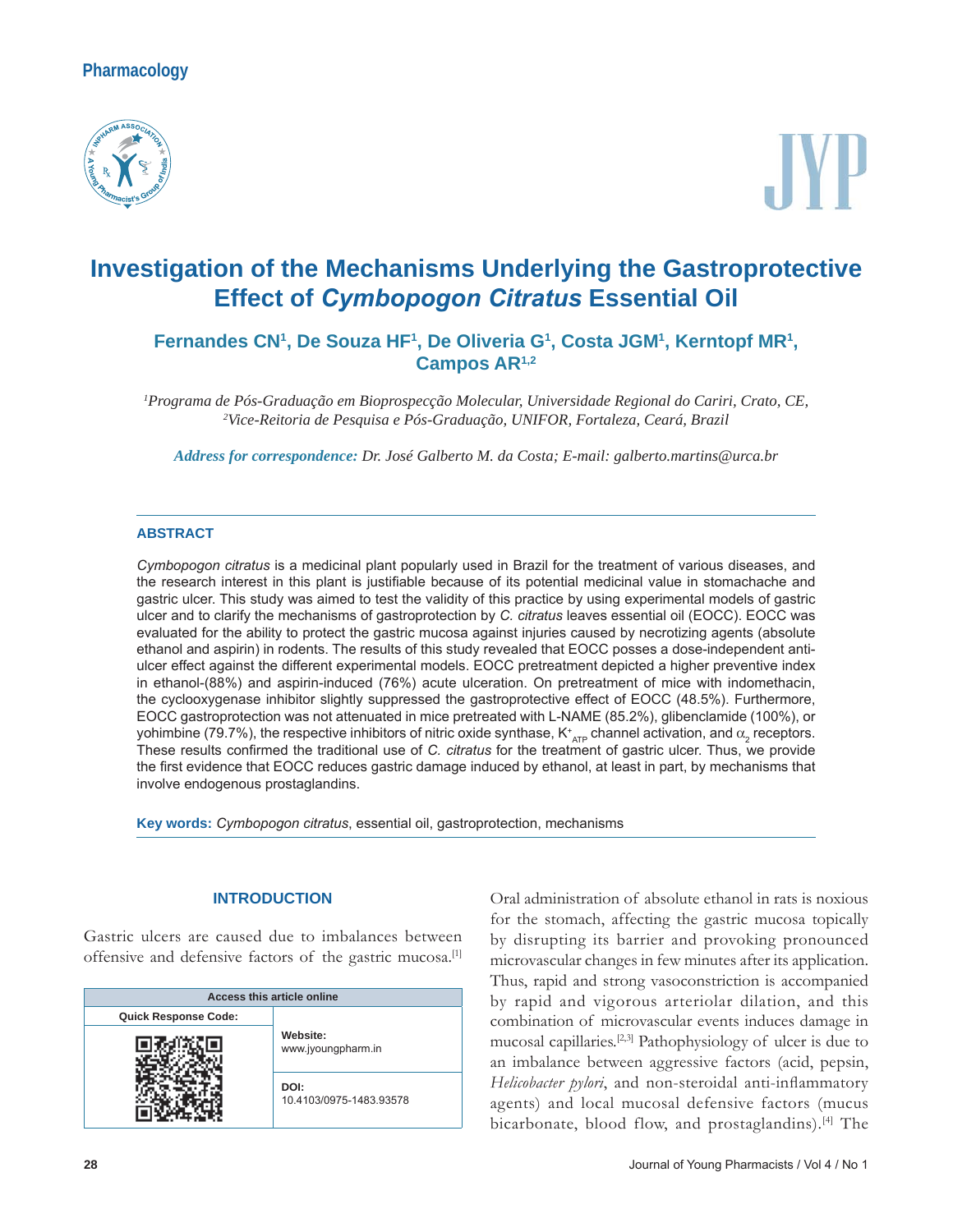Pharmacology

# Investigation of the Mechanisms Underlying the Gastroprotective Effect of *Cymbopogon Citratus* Essential Oil

**Fernandes CN[1], De Souza HF[1], De Oliveria G[1], Costa JGM[1], Kerntopf MR[1], Campos AR[1,2]**

*[1]Programa de Pós-Graduação em Bioprospecção Molecular, Universidade Regional do Cariri, Crato, CE,*
*[2]Vice-Reitoria de Pesquisa e Pós-Graduação, UNIFOR, Fortaleza, Ceará, Brazil*

***Address for correspondence:*** *Dr. José Galberto M. da Costa; E-mail: galberto.martins@urca.br*

## ABSTRACT

*Cymbopogon citratus* is a medicinal plant popularly used in Brazil for the treatment of various diseases, and the research interest in this plant is justifiable because of its potential medicinal value in stomachache and gastric ulcer. This study was aimed to test the validity of this practice by using experimental models of gastric ulcer and to clarify the mechanisms of gastroprotection by *C. citratus* leaves essential oil (EOCC). EOCC was evaluated for the ability to protect the gastric mucosa against injuries caused by necrotizing agents (absolute ethanol and aspirin) in rodents. The results of this study revealed that EOCC posses a dose-independent anti-ulcer effect against the different experimental models. EOCC pretreatment depicted a higher preventive index in ethanol-(88%) and aspirin-induced (76%) acute ulceration. On pretreatment of mice with indomethacin, the cyclooxygenase inhibitor slightly suppressed the gastroprotective effect of EOCC (48.5%). Furthermore, EOCC gastroprotection was not attenuated in mice pretreated with L-NAME (85.2%), glibenclamide (100%), or yohimbine (79.7%), the respective inhibitors of nitric oxide synthase, $K^{+}_{ATP}$ channel activation, and $\alpha_2$ receptors. These results confirmed the traditional use of *C. citratus* for the treatment of gastric ulcer. Thus, we provide the first evidence that EOCC reduces gastric damage induced by ethanol, at least in part, by mechanisms that involve endogenous prostaglandins.

**Key words:** *Cymbopogon citratus*, essential oil, gastroprotection, mechanisms

## INTRODUCTION

Gastric ulcers are caused due to imbalances between offensive and defensive factors of the gastric mucosa.[1]

| Access this article online | |
|---|---|
| Quick Response Code: | Website: www.jyoungpharm.in |
| | DOI: 10.4103/0975-1483.93578 |

Oral administration of absolute ethanol in rats is noxious for the stomach, affecting the gastric mucosa topically by disrupting its barrier and provoking pronounced microvascular changes in few minutes after its application. Thus, rapid and strong vasoconstriction is accompanied by rapid and vigorous arteriolar dilation, and this combination of microvascular events induces damage in mucosal capillaries.[2,3] Pathophysiology of ulcer is due to an imbalance between aggressive factors (acid, pepsin, *Helicobacter pylori*, and non-steroidal anti-inflammatory agents) and local mucosal defensive factors (mucus bicarbonate, blood flow, and prostaglandins).[4] The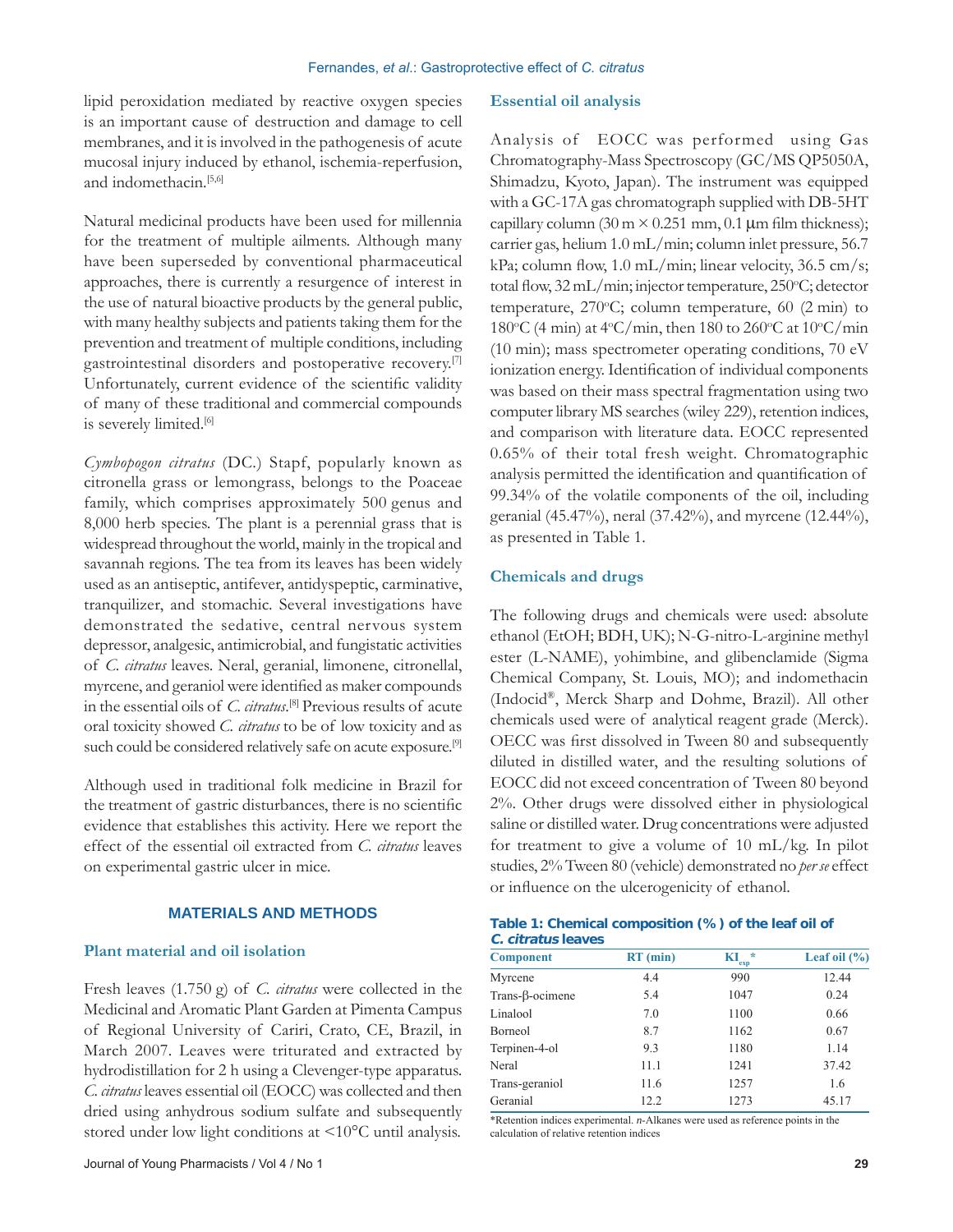lipid peroxidation mediated by reactive oxygen species is an important cause of destruction and damage to cell membranes, and it is involved in the pathogenesis of acute mucosal injury induced by ethanol, ischemia-reperfusion, and indomethacin.[5,6]

Natural medicinal products have been used for millennia for the treatment of multiple ailments. Although many have been superseded by conventional pharmaceutical approaches, there is currently a resurgence of interest in the use of natural bioactive products by the general public, with many healthy subjects and patients taking them for the prevention and treatment of multiple conditions, including gastrointestinal disorders and postoperative recovery.[7] Unfortunately, current evidence of the scientific validity of many of these traditional and commercial compounds is severely limited.[6]

*Cymbopogon citratus* (DC.) Stapf, popularly known as citronella grass or lemongrass, belongs to the Poaceae family, which comprises approximately 500 genus and 8,000 herb species. The plant is a perennial grass that is widespread throughout the world, mainly in the tropical and savannah regions. The tea from its leaves has been widely used as an antiseptic, antifever, antidyspeptic, carminative, tranquilizer, and stomachic. Several investigations have demonstrated the sedative, central nervous system depressor, analgesic, antimicrobial, and fungistatic activities of *C. citratus* leaves. Neral, geranial, limonene, citronellal, myrcene, and geraniol were identified as maker compounds in the essential oils of *C. citratus*.[8] Previous results of acute oral toxicity showed *C. citratus* to be of low toxicity and as such could be considered relatively safe on acute exposure.[9]

Although used in traditional folk medicine in Brazil for the treatment of gastric disturbances, there is no scientific evidence that establishes this activity. Here we report the effect of the essential oil extracted from *C. citratus* leaves on experimental gastric ulcer in mice.

## MATERIALS AND METHODS

### Plant material and oil isolation

Fresh leaves (1.750 g) of *C. citratus* were collected in the Medicinal and Aromatic Plant Garden at Pimenta Campus of Regional University of Cariri, Crato, CE, Brazil, in March 2007. Leaves were triturated and extracted by hydrodistillation for 2 h using a Clevenger-type apparatus. *C. citratus* leaves essential oil (EOCC) was collected and then dried using anhydrous sodium sulfate and subsequently stored under low light conditions at <10°C until analysis.

### Essential oil analysis

Analysis of EOCC was performed using Gas Chromatography-Mass Spectroscopy (GC/MS QP5050A, Shimadzu, Kyoto, Japan). The instrument was equipped with a GC-17A gas chromatograph supplied with DB-5HT capillary column (30 m × 0.251 mm, 0.1 μm film thickness); carrier gas, helium 1.0 mL/min; column inlet pressure, 56.7 kPa; column flow, 1.0 mL/min; linear velocity, 36.5 cm/s; total flow, 32 mL/min; injector temperature, 250°C; detector temperature, 270°C; column temperature, 60 (2 min) to 180°C (4 min) at 4°C/min, then 180 to 260°C at 10°C/min (10 min); mass spectrometer operating conditions, 70 eV ionization energy. Identification of individual components was based on their mass spectral fragmentation using two computer library MS searches (wiley 229), retention indices, and comparison with literature data. EOCC represented 0.65% of their total fresh weight. Chromatographic analysis permitted the identification and quantification of 99.34% of the volatile components of the oil, including geranial (45.47%), neral (37.42%), and myrcene (12.44%), as presented in Table 1.

### Chemicals and drugs

The following drugs and chemicals were used: absolute ethanol (EtOH; BDH, UK); N-G-nitro-L-arginine methyl ester (L-NAME), yohimbine, and glibenclamide (Sigma Chemical Company, St. Louis, MO); and indomethacin (Indocid®, Merck Sharp and Dohme, Brazil). All other chemicals used were of analytical reagent grade (Merck). OECC was first dissolved in Tween 80 and subsequently diluted in distilled water, and the resulting solutions of EOCC did not exceed concentration of Tween 80 beyond 2%. Other drugs were dissolved either in physiological saline or distilled water. Drug concentrations were adjusted for treatment to give a volume of 10 mL/kg. In pilot studies, 2% Tween 80 (vehicle) demonstrated no *per se* effect or influence on the ulcerogenicity of ethanol.

**Table 1: Chemical composition (%) of the leaf oil of *C. citratus* leaves**

| Component | RT (min) | $KI_{exp}$* | Leaf oil (%) |
|---|---|---|---|
| Myrcene | 4.4 | 990 | 12.44 |
| Trans-β-ocimene | 5.4 | 1047 | 0.24 |
| Linalool | 7.0 | 1100 | 0.66 |
| Borneol | 8.7 | 1162 | 0.67 |
| Terpinen-4-ol | 9.3 | 1180 | 1.14 |
| Neral | 11.1 | 1241 | 37.42 |
| Trans-geraniol | 11.6 | 1257 | 1.6 |
| Geranial | 12.2 | 1273 | 45.17 |

*Retention indices experimental. *n*-Alkanes were used as reference points in the calculation of relative retention indices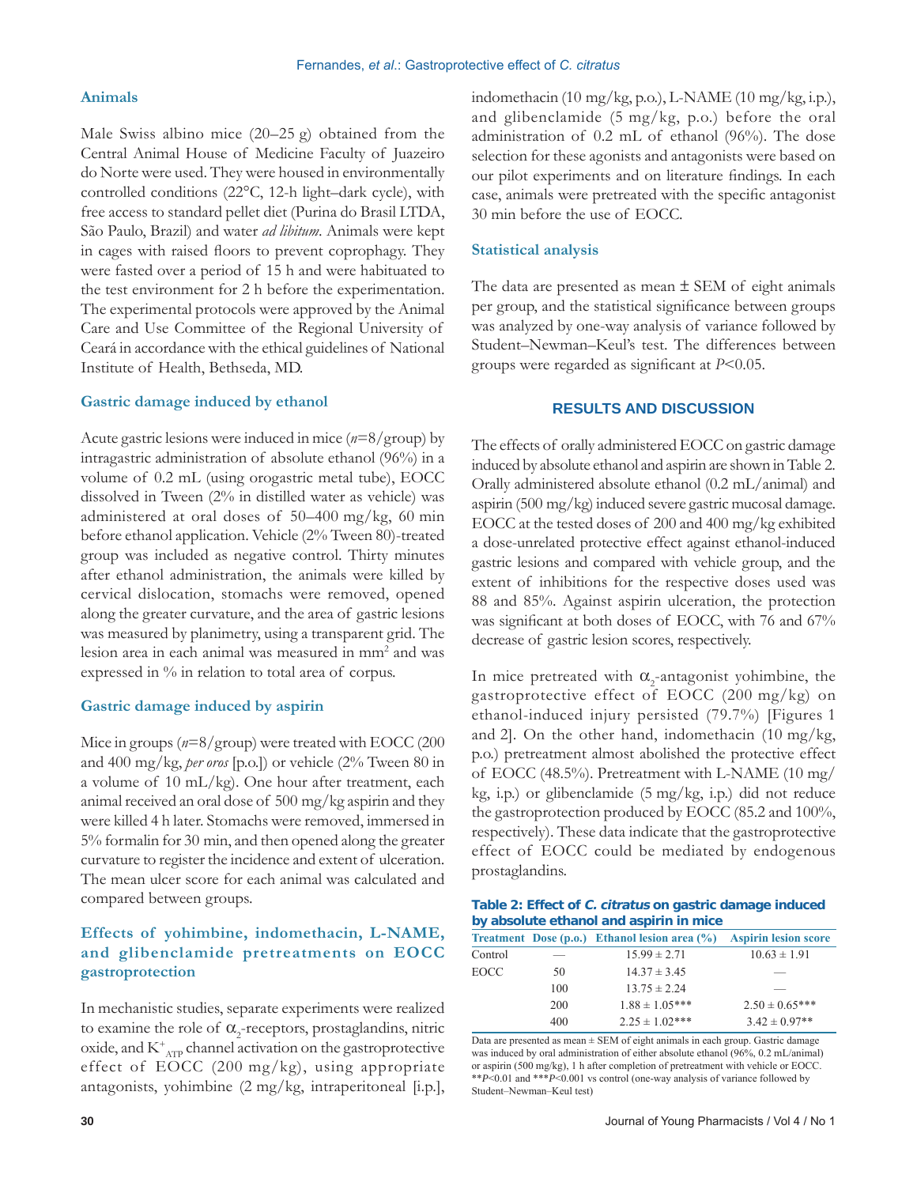### Animals

Male Swiss albino mice (20–25 g) obtained from the Central Animal House of Medicine Faculty of Juazeiro do Norte were used. They were housed in environmentally controlled conditions (22°C, 12-h light–dark cycle), with free access to standard pellet diet (Purina do Brasil LTDA, São Paulo, Brazil) and water *ad libitum*. Animals were kept in cages with raised floors to prevent coprophagy. They were fasted over a period of 15 h and were habituated to the test environment for 2 h before the experimentation. The experimental protocols were approved by the Animal Care and Use Committee of the Regional University of Ceará in accordance with the ethical guidelines of National Institute of Health, Bethseda, MD.

### Gastric damage induced by ethanol

Acute gastric lesions were induced in mice (*n*=8/group) by intragastric administration of absolute ethanol (96%) in a volume of 0.2 mL (using orogastric metal tube), EOCC dissolved in Tween (2% in distilled water as vehicle) was administered at oral doses of 50–400 mg/kg, 60 min before ethanol application. Vehicle (2% Tween 80)-treated group was included as negative control. Thirty minutes after ethanol administration, the animals were killed by cervical dislocation, stomachs were removed, opened along the greater curvature, and the area of gastric lesions was measured by planimetry, using a transparent grid. The lesion area in each animal was measured in $mm^2$ and was expressed in % in relation to total area of corpus.

### Gastric damage induced by aspirin

Mice in groups (*n*=8/group) were treated with EOCC (200 and 400 mg/kg, *per oros* [p.o.]) or vehicle (2% Tween 80 in a volume of 10 mL/kg). One hour after treatment, each animal received an oral dose of 500 mg/kg aspirin and they were killed 4 h later. Stomachs were removed, immersed in 5% formalin for 30 min, and then opened along the greater curvature to register the incidence and extent of ulceration. The mean ulcer score for each animal was calculated and compared between groups.

### Effects of yohimbine, indomethacin, L-NAME, and glibenclamide pretreatments on EOCC gastroprotection

In mechanistic studies, separate experiments were realized to examine the role of $\alpha_2$-receptors, prostaglandins, nitric oxide, and $K^+_{ATP}$ channel activation on the gastroprotective effect of EOCC (200 mg/kg), using appropriate antagonists, yohimbine (2 mg/kg, intraperitoneal [i.p.], indomethacin (10 mg/kg, p.o.), L-NAME (10 mg/kg, i.p.), and glibenclamide (5 mg/kg, p.o.) before the oral administration of 0.2 mL of ethanol (96%). The dose selection for these agonists and antagonists were based on our pilot experiments and on literature findings. In each case, animals were pretreated with the specific antagonist 30 min before the use of EOCC.

### Statistical analysis

The data are presented as mean ± SEM of eight animals per group, and the statistical significance between groups was analyzed by one-way analysis of variance followed by Student–Newman–Keul's test. The differences between groups were regarded as significant at $P<0.05$.

## RESULTS AND DISCUSSION

The effects of orally administered EOCC on gastric damage induced by absolute ethanol and aspirin are shown in Table 2. Orally administered absolute ethanol (0.2 mL/animal) and aspirin (500 mg/kg) induced severe gastric mucosal damage. EOCC at the tested doses of 200 and 400 mg/kg exhibited a dose-unrelated protective effect against ethanol-induced gastric lesions and compared with vehicle group, and the extent of inhibitions for the respective doses used was 88 and 85%. Against aspirin ulceration, the protection was significant at both doses of EOCC, with 76 and 67% decrease of gastric lesion scores, respectively.

In mice pretreated with $\alpha_2$-antagonist yohimbine, the gastroprotective effect of EOCC (200 mg/kg) on ethanol-induced injury persisted (79.7%) [Figures 1 and 2]. On the other hand, indomethacin (10 mg/kg, p.o.) pretreatment almost abolished the protective effect of EOCC (48.5%). Pretreatment with L-NAME (10 mg/kg, i.p.) or glibenclamide (5 mg/kg, i.p.) did not reduce the gastroprotection produced by EOCC (85.2 and 100%, respectively). These data indicate that the gastroprotective effect of EOCC could be mediated by endogenous prostaglandins.

**Table 2: Effect of *C. citratus* on gastric damage induced by absolute ethanol and aspirin in mice**

| Treatment | Dose (p.o.) | Ethanol lesion area (%) | Aspirin lesion score |
|---|---|---|---|
| Control | — | 15.99 ± 2.71 | 10.63 ± 1.91 |
| EOCC | 50 | 14.37 ± 3.45 | — |
| | 100 | 13.75 ± 2.24 | — |
| | 200 | 1.88 ± 1.05*** | 2.50 ± 0.65*** |
| | 400 | 2.25 ± 1.02*** | 3.42 ± 0.97** |

Data are presented as mean ± SEM of eight animals in each group. Gastric damage was induced by oral administration of either absolute ethanol (96%, 0.2 mL/animal) or aspirin (500 mg/kg), 1 h after completion of pretreatment with vehicle or EOCC. **$P<0.01$ and ***$P<0.001$ vs control (one-way analysis of variance followed by Student–Newman–Keul test)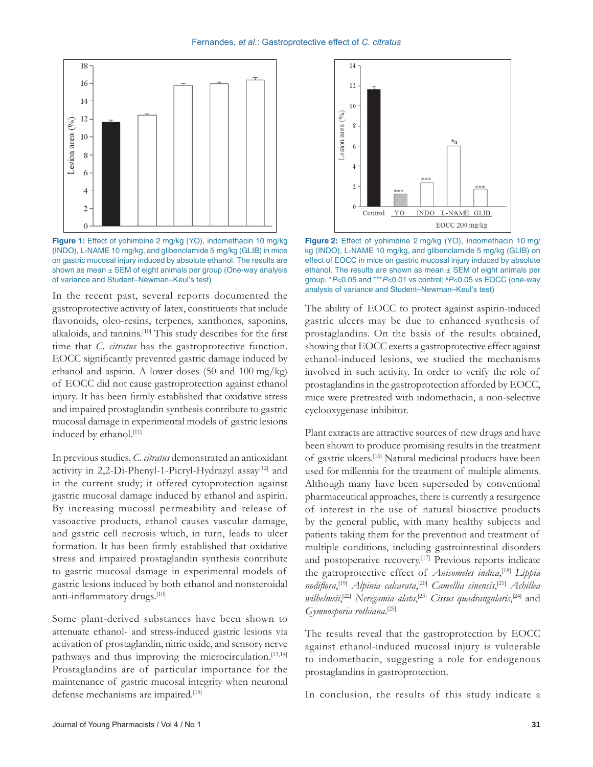Figure 1: Effect of yohimbine 2 mg/kg (YO), indomethacin 10 mg/kg (INDO), L-NAME 10 mg/kg, and glibenclamide 5 mg/kg (GLIB) in mice on gastric mucosal injury induced by absolute ethanol. The results are shown as mean ± SEM of eight animals per group (One-way analysis of variance and Student–Newman–Keul's test)

Figure 2: Effect of yohimbine 2 mg/kg (YO), indomethacin 10 mg/kg (INDO), L-NAME 10 mg/kg, and glibenclamide 5 mg/kg (GLIB) on effect of EOCC in mice on gastric mucosal injury induced by absolute ethanol. The results are shown as mean ± SEM of eight animals per group. *$P<0.05$ and ***$P<0.01$ vs control; [a]$P<0.05$ vs EOCC (one-way analysis of variance and Student–Newman–Keul's test)

In the recent past, several reports documented the gastroprotective activity of latex, constituents that include flavonoids, oleo-resins, terpenes, xanthones, saponins, alkaloids, and tannins.[10] This study describes for the first time that *C. citratus* has the gastroprotective function. EOCC significantly prevented gastric damage induced by ethanol and aspirin. A lower doses (50 and 100 mg/kg) of EOCC did not cause gastroprotection against ethanol injury. It has been firmly established that oxidative stress and impaired prostaglandin synthesis contribute to gastric mucosal damage in experimental models of gastric lesions induced by ethanol.[11]

In previous studies, *C. citratus* demonstrated an antioxidant activity in 2,2-Di-Phenyl-1-Picryl-Hydrazyl assay[12] and in the current study; it offered cytoprotection against gastric mucosal damage induced by ethanol and aspirin. By increasing mucosal permeability and release of vasoactive products, ethanol causes vascular damage, and gastric cell necrosis which, in turn, leads to ulcer formation. It has been firmly established that oxidative stress and impaired prostaglandin synthesis contribute to gastric mucosal damage in experimental models of gastric lesions induced by both ethanol and nonsteroidal anti-inflammatory drugs.[10]

Some plant-derived substances have been shown to attenuate ethanol- and stress-induced gastric lesions via activation of prostaglandin, nitric oxide, and sensory nerve pathways and thus improving the microcirculation.[13,14] Prostaglandins are of particular importance for the maintenance of gastric mucosal integrity when neuronal defense mechanisms are impaired.[15]

The ability of EOCC to protect against aspirin-induced gastric ulcers may be due to enhanced synthesis of prostaglandins. On the basis of the results obtained, showing that EOCC exerts a gastroprotective effect against ethanol-induced lesions, we studied the mechanisms involved in such activity. In order to verify the role of prostaglandins in the gastroprotection afforded by EOCC, mice were pretreated with indomethacin, a non-selective cyclooxygenase inhibitor.

Plant extracts are attractive sources of new drugs and have been shown to produce promising results in the treatment of gastric ulcers.[16] Natural medicinal products have been used for millennia for the treatment of multiple aliments. Although many have been superseded by conventional pharmaceutical approaches, there is currently a resurgence of interest in the use of natural bioactive products by the general public, with many healthy subjects and patients taking them for the prevention and treatment of multiple conditions, including gastrointestinal disorders and postoperative recovery.[17] Previous reports indicate the gatroprotective effect of *Anisomeles indica*,[18] *Lippia nodiflora*,[19] *Alpinia calcarata*,[20] *Camellia sinensis*,[21] *Achillea wilhelmsii*,[22] *Neregamia alata*,[23] *Cissus quadrangularis*,[24] and *Gymnosporia rothiana*.[25]

The results reveal that the gastroprotection by EOCC against ethanol-induced mucosal injury is vulnerable to indomethacin, suggesting a role for endogenous prostaglandins in gastroprotection.

In conclusion, the results of this study indicate a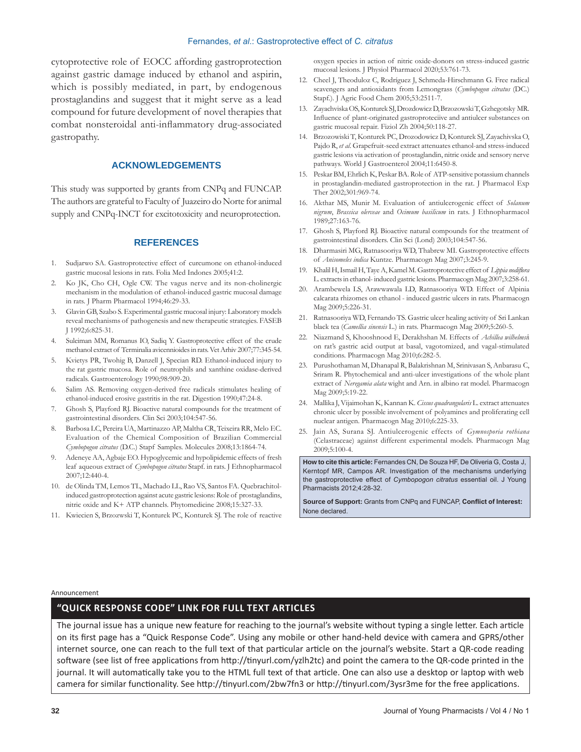cytoprotective role of EOCC affording gastroprotection against gastric damage induced by ethanol and aspirin, which is possibly mediated, in part, by endogenous prostaglandins and suggest that it might serve as a lead compound for future development of novel therapies that combat nonsteroidal anti-inflammatory drug-associated gastropathy.

## ACKNOWLEDGEMENTS

This study was supported by grants from CNPq and FUNCAP. The authors are grateful to Faculty of Juazeiro do Norte for animal supply and CNPq-INCT for excitotoxicity and neuroprotection.

## REFERENCES

1. Sudjarwo SA. Gastroprotective effect of curcumone on ethanol-induced gastric mucosal lesions in rats. Folia Med Indones 2005;41:2.
2. Ko JK, Cho CH, Ogle CW. The vagus nerve and its non-cholinergic mechanism in the modulation of ethanol-induced gastric mucosal damage in rats. J Pharm Pharmacol 1994;46:29-33.
3. Glavin GB, Szabo S. Experimental gastric mucosal injury: Laboratory models reveal mechanisms of pathogenesis and new therapeutic strategies. FASEB J 1992;6:825-31.
4. Suleiman MM, Romanus IO, Sadiq Y. Gastroprotective effect of the crude methanol extract of Terminalia avicennioides in rats. Vet Arhiv 2007;77:345-54.
5. Kvietys PR, Twohig B, Danzell J, Specian RD. Ethanol-induced injury to the rat gastric mucosa. Role of neutrophils and xanthine oxidase-derived radicals. Gastroenterology 1990;98:909-20.
6. Salim AS. Removing oxygen-derived free radicals stimulates healing of ethanol-induced erosive gastritis in the rat. Digestion 1990;47:24-8.
7. Ghosh S, Playford RJ. Bioactive natural compounds for the treatment of gastrointestinal disorders. Clin Sci 2003;104:547-56.
8. Barbosa LC, Pereira UA, Martinazzo AP, Maltha CR, Teixeira RR, Melo EC. Evaluation of the Chemical Composition of Brazilian Commercial *Cymbopogon citratus* (D.C.) Stapf Samples. Molecules 2008;13:1864-74.
9. Adeneye AA, Agbaje EO. Hypoglycemic and hypolipidemic effects of fresh leaf aqueous extract of *Cymbopogon citratus* Stapf. in rats. J Ethnopharmacol 2007;12:440-4.
10. de Olinda TM, Lemos TL, Machado LL, Rao VS, Santos FA. Quebrachitol-induced gastroprotection against acute gastric lesions: Role of prostaglandins, nitric oxide and K+ ATP channels. Phytomedicine 2008;15:327-33.
11. Kwiecien S, Brzozwski T, Konturek PC, Konturek SJ. The role of reactive oxygen species in action of nitric oxide-donors on stress-induced gastric mucosal lesions. J Physiol Pharmacol 2020;53:761-73.
12. Cheel J, Theoduloz C, Rodríguez J, Schmeda-Hirschmann G. Free radical scavengers and antioxidants from Lemongrass (*Cymbopogon citratus* (DC.) Stapf.). J Agric Food Chem 2005;53:2511-7.
13. Zayachviska OS, Konturek SJ, Drozdowicz D, Brzozowski T, Gzhegotsky MR. Influence of plant-originated gastroproteciive and antiulcer substances on gastric mucosal repair. Fiziol Zh 2004;50:118-27.
14. Brzozowiski T, Konturek PC, Drozodowicz D, Konturek SJ, Zayachivska O, Pajdo R, *et al*. Grapefruit-seed extract attenuates ethanol-and stress-induced gastric lesions via activation of prostaglandin, nitric oxide and sensory nerve pathways. World J Gastroenterol 2004;11:6450-8.
15. Peskar BM, Ehrlich K, Peskar BA. Role of ATP-sensitive potassium channels in prostaglandin-mediated gastroprotection in the rat. J Pharmacol Exp Ther 2002;301:969-74.
16. Akthar MS, Munir M. Evaluation of antiulcerogenic effect of *Solanum nigrum*, *Brassica olerceae* and *Ocimum basilicum* in rats. J Ethnopharmacol 1989;27:163-76.
17. Ghosh S, Playford RJ. Bioactive natural compounds for the treatment of gastrointestinal disorders. Clin Sci (Lond) 2003;104:547-56.
18. Dharmasiri MG, Ratnasooriya WD, Thabrew MI. Gastroprotective effects of *Anisomeles indica* Kuntze. Pharmacogn Mag 2007;3:245-9.
19. Khalil H, Ismail H, Taye A, Kamel M. Gastroprotective effect of *Lippia nodiflora* L. extracts in ethanol- induced gastric lesions. Pharmacogn Mag 2007;3:258-61.
20. Arambewela LS, Arawwawala LD, Ratnasooriya WD. Effect of Alpinia calcarata rhizomes on ethanol - induced gastric ulcers in rats. Pharmacogn Mag 2009;5:226-31.
21. Ratnasooriya WD, Fernando TS. Gastric ulcer healing activity of Sri Lankan black tea (*Camellia sinensis* L.) in rats. Pharmacogn Mag 2009;5:260-5.
22. Niazmand S, Khooshnood E, Derakhshan M. Effects of *Achillea wilhelmsii* on rat's gastric acid output at basal, vagotomized, and vagal-stimulated conditions. Pharmacogn Mag 2010;6:282-5.
23. Purushothaman M, Dhanapal R, Balakrishnan M, Srinivasan S, Anbarasu C, Sriram R. Phytochemical and anti-ulcer investigations of the whole plant extract of *Neregamia alata* wight and Arn. in albino rat model. Pharmacogn Mag 2009;5:19-22.
24. Mallika J, Vijaimohan K, Kannan K. *Cissus quadrangularis* L. extract attenuates chronic ulcer by possible involvement of polyamines and proliferating cell nuclear antigen. Pharmacogn Mag 2010;6:225-33.
25. Jain AS, Surana SJ. Antiulcerogenic effects of *Gymnosporia rothiana* (Celastraceae) against different experimental models. Pharmacogn Mag 2009;5:100-4.

**How to cite this article:** Fernandes CN, De Souza HF, De Oliveria G, Costa J, Kerntopf MR, Campos AR. Investigation of the mechanisms underlying the gastroprotective effect of *Cymbopogon citratus* essential oil. J Young Pharmacists 2012;4:28-32.

**Source of Support:** Grants from CNPq and FUNCAP, **Conflict of Interest:** None declared.

Announcement

## "QUICK RESPONSE CODE" LINK FOR FULL TEXT ARTICLES

The journal issue has a unique new feature for reaching to the journal's website without typing a single letter. Each article on its first page has a "Quick Response Code". Using any mobile or other hand-held device with camera and GPRS/other internet source, one can reach to the full text of that particular article on the journal's website. Start a QR-code reading software (see list of free applications from http://tinyurl.com/yzlh2tc) and point the camera to the QR-code printed in the journal. It will automatically take you to the HTML full text of that article. One can also use a desktop or laptop with web camera for similar functionality. See http://tinyurl.com/2bw7fn3 or http://tinyurl.com/3ysr3me for the free applications.